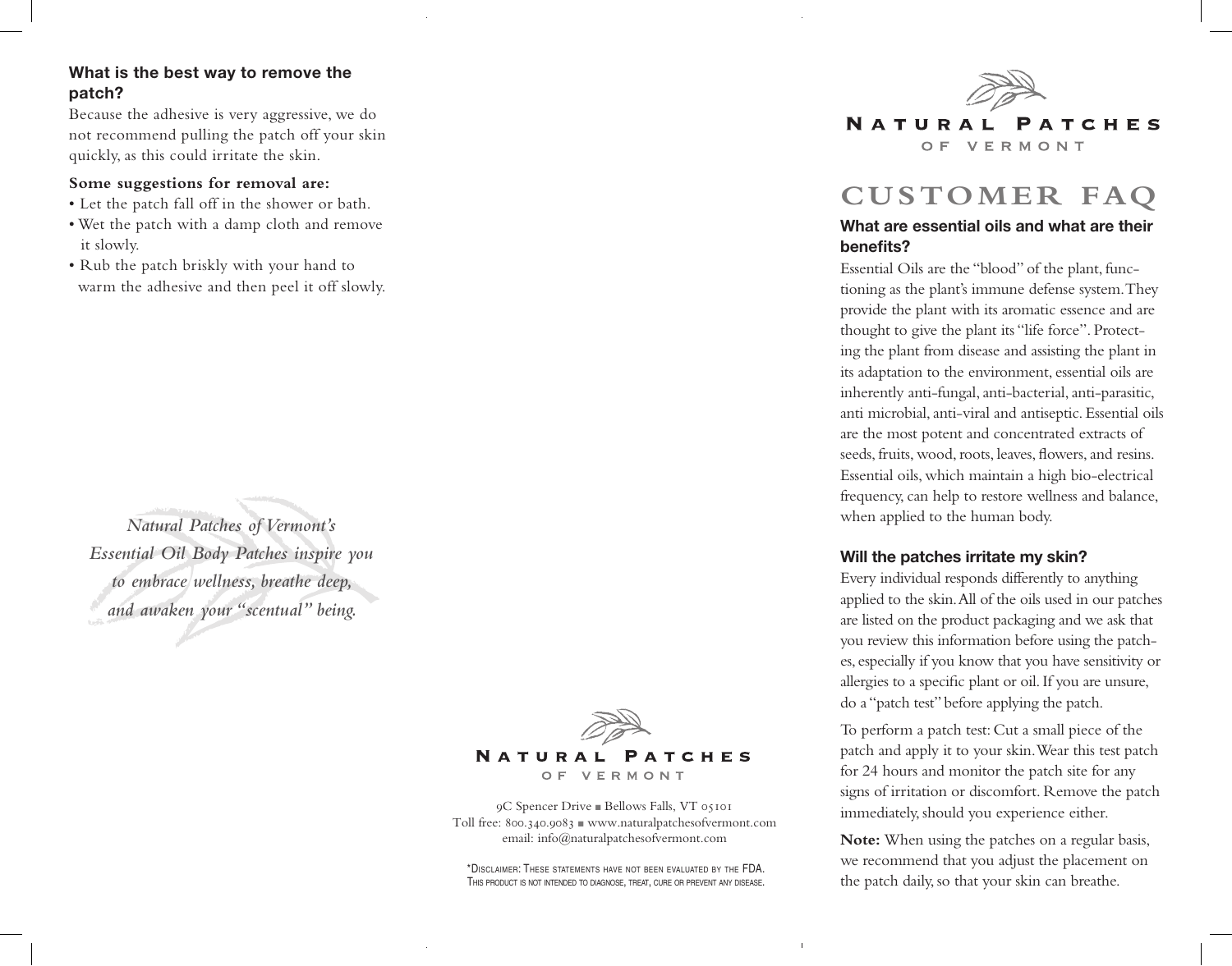# Natural Patches of Vermont

## CUSTOMER FAQ

### What are essential oils and what are their benefits?

Essential Oils are the "blood" of the plant, functioning as the plant's immune defense system. They provide the plant with its aromatic essence and are thought to give the plant its "life force". Protecting the plant from disease and assisting the plant in its adaptation to the environment, essential oils are inherently anti-fungal, anti-bacterial, anti-parasitic, anti microbial, anti-viral and antiseptic. Essential oils are the most potent and concentrated extracts of seeds, fruits, wood, roots, leaves, flowers, and resins. Essential oils, which maintain a high bio-electrical frequency, can help to restore wellness and balance, when applied to the human body.

### Will the patches irritate my skin?

Every individual responds differently to anything applied to the skin. All of the oils used in our patches are listed on the product packaging and we ask that you review this information before using the patches, especially if you know that you have sensitivity or allergies to a specific plant or oil. If you are unsure, do a "patch test" before applying the patch.

To perform a patch test: Cut a small piece of the patch and apply it to your skin. Wear this test patch for 24 hours and monitor the patch site for any signs of irritation or discomfort. Remove the patch immediately, should you experience either.

**Note:** When using the patches on a regular basis, we recommend that you adjust the placement on the patch daily, so that your skin can breathe.

### What is the best way to remove the patch?

Because the adhesive is very aggressive, we do not recommend pulling the patch off your skin quickly, as this could irritate the skin.

**Some suggestions for removal are:**

- Let the patch fall off in the shower or bath.
- Wet the patch with a damp cloth and remove it slowly.
- Rub the patch briskly with your hand to warm the adhesive and then peel it off slowly.

*Natural Patches of Vermont's Essential Oil Body Patches inspire you to embrace wellness, breathe deep, and awaken your "scentual" being.*

**Natural Patches of Vermont**

9C Spencer Drive ■ Bellows Falls, VT 05101
Toll free: 800.340.9083 ■ www.naturalpatchesofvermont.com
email: info@naturalpatchesofvermont.com

*Disclaimer: These statements have not been evaluated by the FDA. This product is not intended to diagnose, treat, cure or prevent any disease.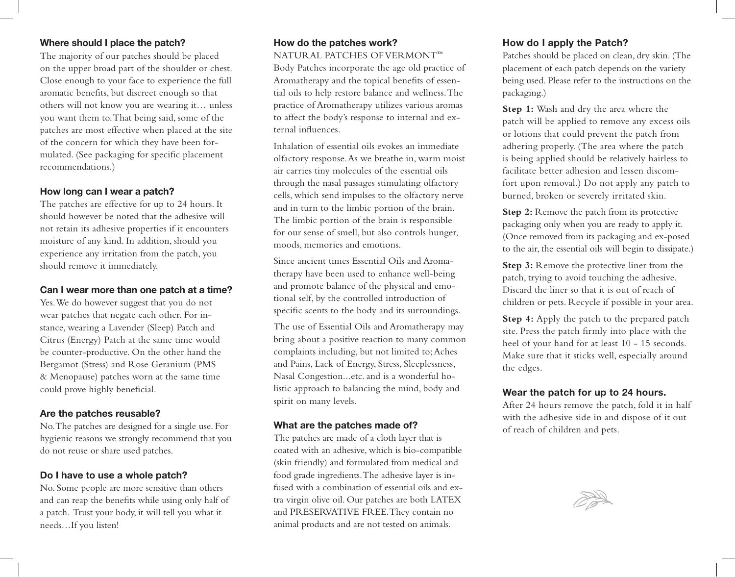## Where should I place the patch?

The majority of our patches should be placed on the upper broad part of the shoulder or chest. Close enough to your face to experience the full aromatic benefits, but discreet enough so that others will not know you are wearing it… unless you want them to. That being said, some of the patches are most effective when placed at the site of the concern for which they have been formulated. (See packaging for specific placement recommendations.)

## How long can I wear a patch?

The patches are effective for up to 24 hours. It should however be noted that the adhesive will not retain its adhesive properties if it encounters moisture of any kind. In addition, should you experience any irritation from the patch, you should remove it immediately.

## Can I wear more than one patch at a time?

Yes. We do however suggest that you do not wear patches that negate each other. For instance, wearing a Lavender (Sleep) Patch and Citrus (Energy) Patch at the same time would be counter-productive. On the other hand the Bergamot (Stress) and Rose Geranium (PMS & Menopause) patches worn at the same time could prove highly beneficial.

## Are the patches reusable?

No. The patches are designed for a single use. For hygienic reasons we strongly recommend that you do not reuse or share used patches.

## Do I have to use a whole patch?

No. Some people are more sensitive than others and can reap the benefits while using only half of a patch. Trust your body, it will tell you what it needs…If you listen!

## How do the patches work?

NATURAL PATCHES OF VERMONT™ Body Patches incorporate the age old practice of Aromatherapy and the topical benefits of essential oils to help restore balance and wellness. The practice of Aromatherapy utilizes various aromas to affect the body's response to internal and external influences.

Inhalation of essential oils evokes an immediate olfactory response. As we breathe in, warm moist air carries tiny molecules of the essential oils through the nasal passages stimulating olfactory cells, which send impulses to the olfactory nerve and in turn to the limbic portion of the brain. The limbic portion of the brain is responsible for our sense of smell, but also controls hunger, moods, memories and emotions.

Since ancient times Essential Oils and Aromatherapy have been used to enhance well-being and promote balance of the physical and emotional self, by the controlled introduction of specific scents to the body and its surroundings.

The use of Essential Oils and Aromatherapy may bring about a positive reaction to many common complaints including, but not limited to; Aches and Pains, Lack of Energy, Stress, Sleeplessness, Nasal Congestion...etc. and is a wonderful holistic approach to balancing the mind, body and spirit on many levels.

## What are the patches made of?

The patches are made of a cloth layer that is coated with an adhesive, which is bio-compatible (skin friendly) and formulated from medical and food grade ingredients. The adhesive layer is infused with a combination of essential oils and extra virgin olive oil. Our patches are both LATEX and PRESERVATIVE FREE. They contain no animal products and are not tested on animals.

## How do I apply the Patch?

Patches should be placed on clean, dry skin. (The placement of each patch depends on the variety being used. Please refer to the instructions on the packaging.)

**Step 1:** Wash and dry the area where the patch will be applied to remove any excess oils or lotions that could prevent the patch from adhering properly. (The area where the patch is being applied should be relatively hairless to facilitate better adhesion and lessen discomfort upon removal.) Do not apply any patch to burned, broken or severely irritated skin.

**Step 2:** Remove the patch from its protective packaging only when you are ready to apply it. (Once removed from its packaging and ex-posed to the air, the essential oils will begin to dissipate.)

**Step 3:** Remove the protective liner from the patch, trying to avoid touching the adhesive. Discard the liner so that it is out of reach of children or pets. Recycle if possible in your area.

**Step 4:** Apply the patch to the prepared patch site. Press the patch firmly into place with the heel of your hand for at least 10 - 15 seconds. Make sure that it sticks well, especially around the edges.

## Wear the patch for up to 24 hours.

After 24 hours remove the patch, fold it in half with the adhesive side in and dispose of it out of reach of children and pets.